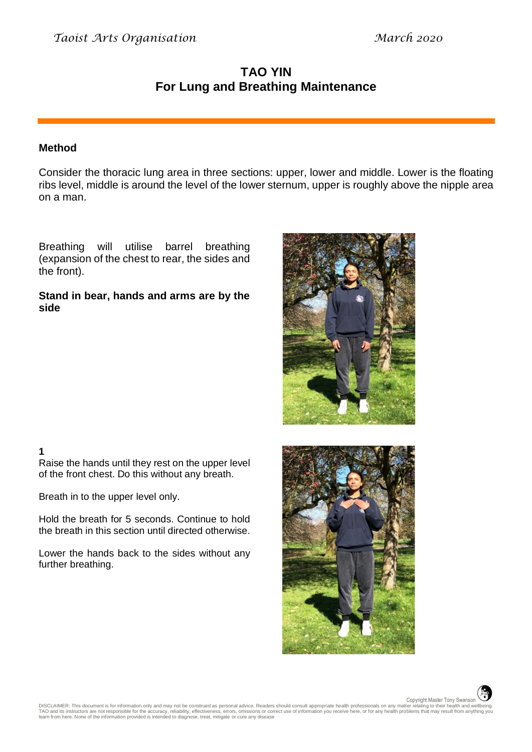# TAO YIN
## For Lung and Breathing Maintenance

### Method

Consider the thoracic lung area in three sections: upper, lower and middle. Lower is the floating ribs level, middle is around the level of the lower sternum, upper is roughly above the nipple area on a man.

Breathing will utilise barrel breathing (expansion of the chest to rear, the sides and the front).

**Stand in bear, hands and arms are by the side**

**1**

Raise the hands until they rest on the upper level of the front chest. Do this without any breath.

Breath in to the upper level only.

Hold the breath for 5 seconds. Continue to hold the breath in this section until directed otherwise.

Lower the hands back to the sides without any further breathing.

Copyright Master Tony Swanson

DISCLAIMER: This document is for information only and may not be construed as personal advice. Readers should consult appropriate health professionals on any matter relating to their health and wellbeing. TAO and its instructors are not responsible for the accuracy, reliability, effectiveness, errors, omissions or correct use of information you receive here, or for any health problems that may result from anything you learn from here. None of the information provided is intended to diagnose, treat, mitigate or cure any disease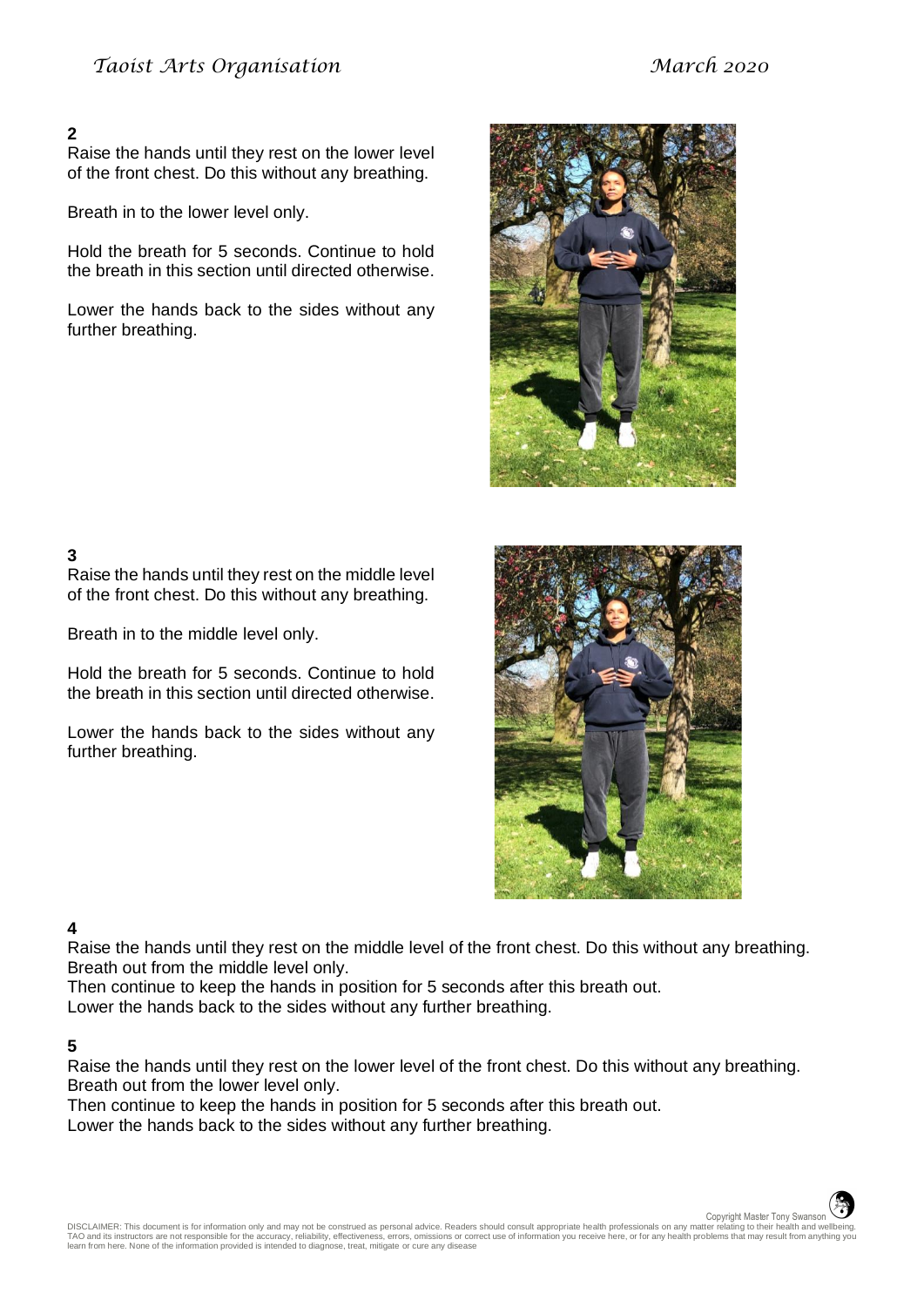**2**

Raise the hands until they rest on the lower level of the front chest. Do this without any breathing.

Breath in to the lower level only.

Hold the breath for 5 seconds. Continue to hold the breath in this section until directed otherwise.

Lower the hands back to the sides without any further breathing.

**3**

Raise the hands until they rest on the middle level of the front chest. Do this without any breathing.

Breath in to the middle level only.

Hold the breath for 5 seconds. Continue to hold the breath in this section until directed otherwise.

Lower the hands back to the sides without any further breathing.

**4**

Raise the hands until they rest on the middle level of the front chest. Do this without any breathing.
Breath out from the middle level only.
Then continue to keep the hands in position for 5 seconds after this breath out.
Lower the hands back to the sides without any further breathing.

**5**

Raise the hands until they rest on the lower level of the front chest. Do this without any breathing.
Breath out from the lower level only.
Then continue to keep the hands in position for 5 seconds after this breath out.
Lower the hands back to the sides without any further breathing.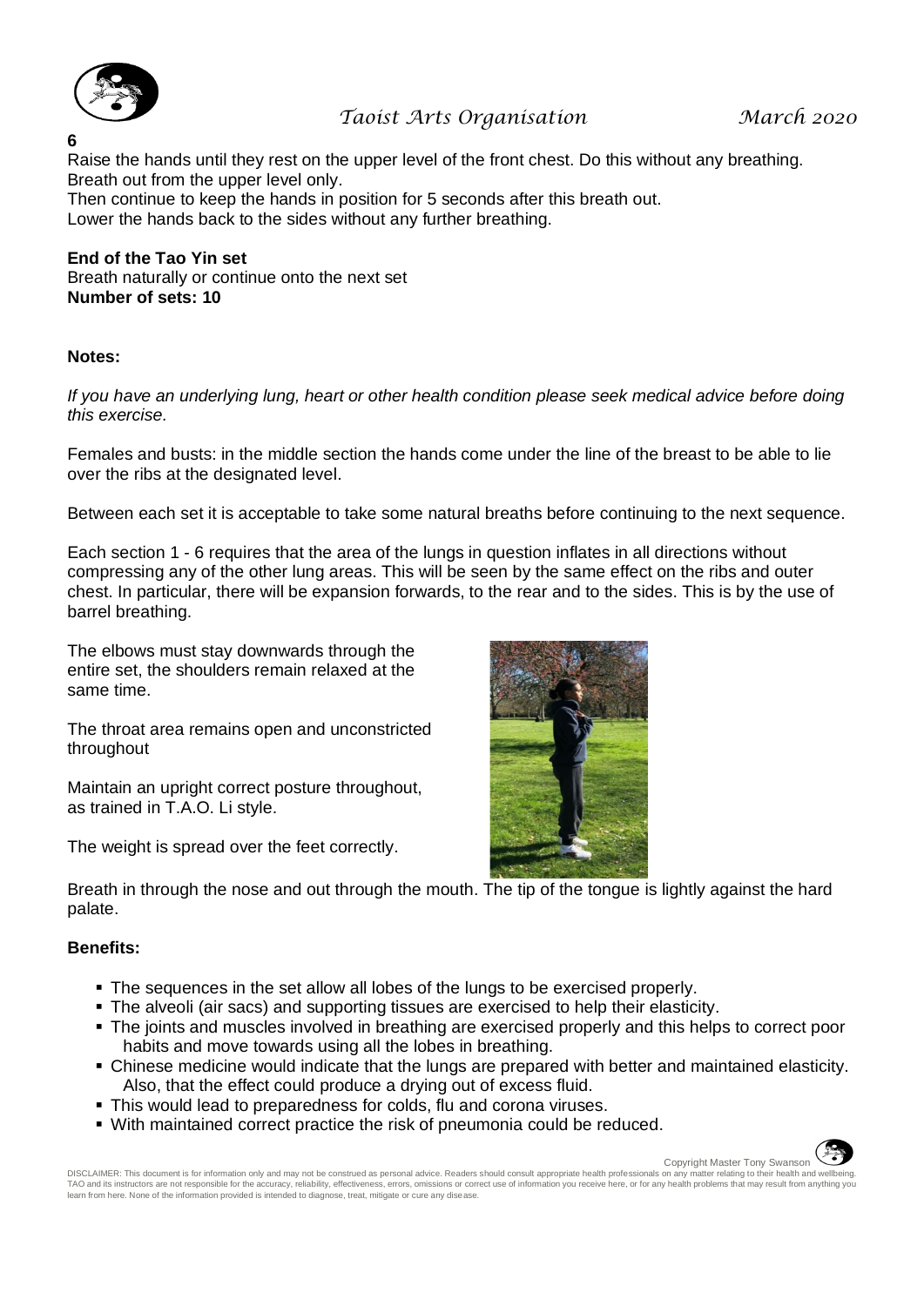**6**

Raise the hands until they rest on the upper level of the front chest. Do this without any breathing.
Breath out from the upper level only.
Then continue to keep the hands in position for 5 seconds after this breath out.
Lower the hands back to the sides without any further breathing.

**End of the Tao Yin set**
Breath naturally or continue onto the next set
**Number of sets: 10**

**Notes:**

*If you have an underlying lung, heart or other health condition please seek medical advice before doing this exercise.*

Females and busts: in the middle section the hands come under the line of the breast to be able to lie over the ribs at the designated level.

Between each set it is acceptable to take some natural breaths before continuing to the next sequence.

Each section 1 - 6 requires that the area of the lungs in question inflates in all directions without compressing any of the other lung areas. This will be seen by the same effect on the ribs and outer chest. In particular, there will be expansion forwards, to the rear and to the sides. This is by the use of barrel breathing.

The elbows must stay downwards through the entire set, the shoulders remain relaxed at the same time.

The throat area remains open and unconstricted throughout

Maintain an upright correct posture throughout, as trained in T.A.O. Li style.

The weight is spread over the feet correctly.

Breath in through the nose and out through the mouth. The tip of the tongue is lightly against the hard palate.

**Benefits:**

- The sequences in the set allow all lobes of the lungs to be exercised properly.
- The alveoli (air sacs) and supporting tissues are exercised to help their elasticity.
- The joints and muscles involved in breathing are exercised properly and this helps to correct poor habits and move towards using all the lobes in breathing.
- Chinese medicine would indicate that the lungs are prepared with better and maintained elasticity. Also, that the effect could produce a drying out of excess fluid.
- This would lead to preparedness for colds, flu and corona viruses.
- With maintained correct practice the risk of pneumonia could be reduced.

Copyright Master Tony Swanson

DISCLAIMER: This document is for information only and may not be construed as personal advice. Readers should consult appropriate health professionals on any matter relating to their health and wellbeing. TAO and its instructors are not responsible for the accuracy, reliability, effectiveness, errors, omissions or correct use of information you receive here, or for any health problems that may result from anything you learn from here. None of the information provided is intended to diagnose, treat, mitigate or cure any disease.